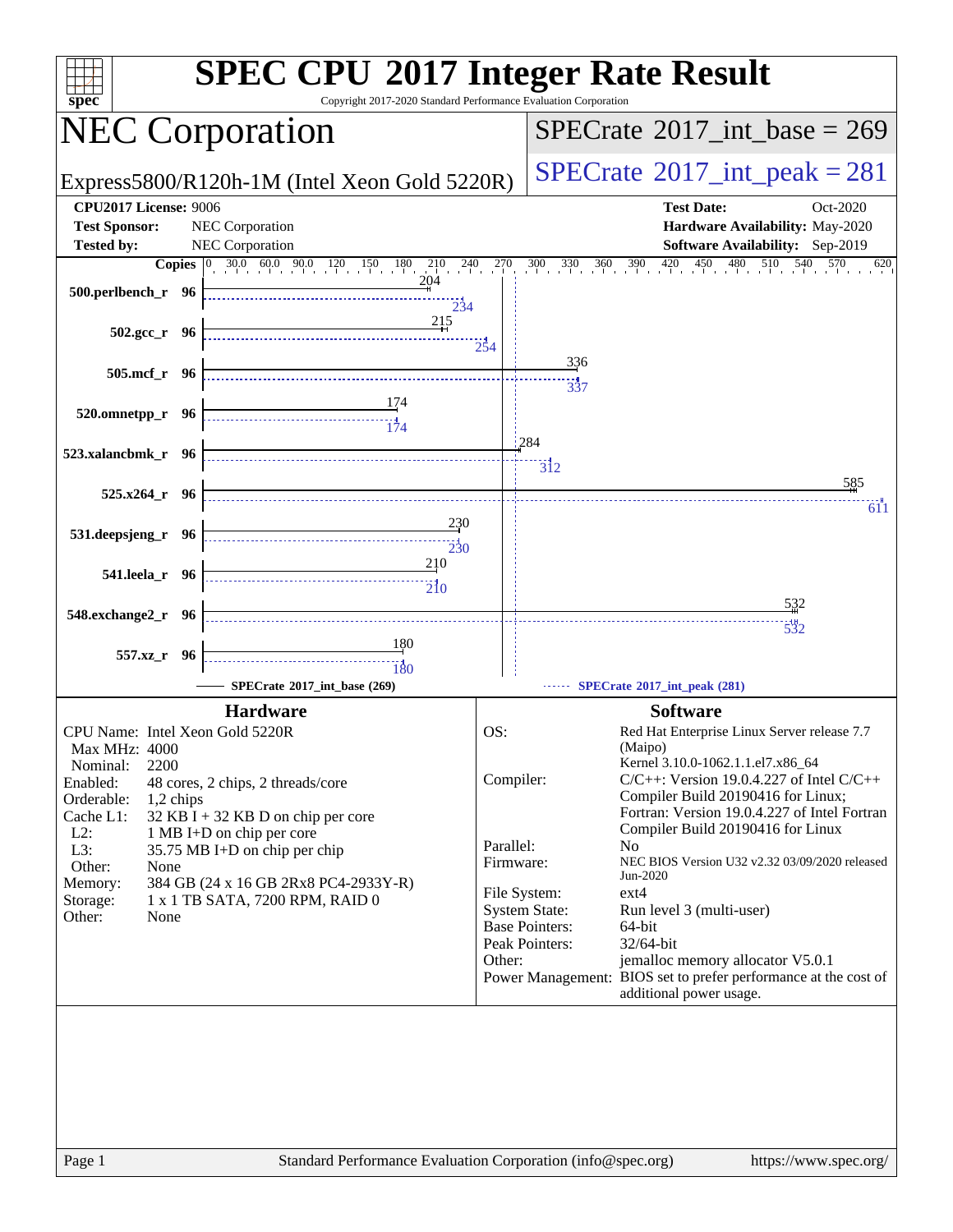# SPEC CPU 2017 Integer Rate Result

Copyright 2017-2020 Standard Performance Evaluation Corporation

## NEC Corporation

Express5800/R120h-1M (Intel Xeon Gold 5220R)

SPECrate 2017_int_base = 269

SPECrate 2017_int_peak = 281

**CPU2017 License:** 9006
**Test Sponsor:** NEC Corporation
**Tested by:** NEC Corporation

**Test Date:** Oct-2020
**Hardware Availability:** May-2020
**Software Availability:** Sep-2019

| Benchmark | Copies | Base | Peak |
|---|---|---|---|
| 500.perlbench_r | 96 | 204 | 234 |
| 502.gcc_r | 96 | 215 | 254 |
| 505.mcf_r | 96 | 336 | 337 |
| 520.omnetpp_r | 96 | 174 | 174 |
| 523.xalancbmk_r | 96 | 284 | 312 |
| 525.x264_r | 96 | 585 | 611 |
| 531.deepsjeng_r | 96 | 230 | 230 |
| 541.leela_r | 96 | 210 | 210 |
| 548.exchange2_r | 96 | 532 | 532 |
| 557.xz_r | 96 | 180 | 180 |

SPECrate 2017_int_base (269) — SPECrate 2017_int_peak (281)

### Hardware

| | |
|---|---|
| CPU Name: | Intel Xeon Gold 5220R |
| Max MHz: | 4000 |
| Nominal: | 2200 |
| Enabled: | 48 cores, 2 chips, 2 threads/core |
| Orderable: | 1,2 chips |
| Cache L1: | 32 KB I + 32 KB D on chip per core |
| L2: | 1 MB I+D on chip per core |
| L3: | 35.75 MB I+D on chip per chip |
| Other: | None |
| Memory: | 384 GB (24 x 16 GB 2Rx8 PC4-2933Y-R) |
| Storage: | 1 x 1 TB SATA, 7200 RPM, RAID 0 |
| Other: | None |

### Software

| | |
|---|---|
| OS: | Red Hat Enterprise Linux Server release 7.7 (Maipo) Kernel 3.10.0-1062.1.1.el7.x86_64 |
| Compiler: | C/C++: Version 19.0.4.227 of Intel C/C++ Compiler Build 20190416 for Linux; Fortran: Version 19.0.4.227 of Intel Fortran Compiler Build 20190416 for Linux |
| Parallel: | No |
| Firmware: | NEC BIOS Version U32 v2.32 03/09/2020 released Jun-2020 |
| File System: | ext4 |
| System State: | Run level 3 (multi-user) |
| Base Pointers: | 64-bit |
| Peak Pointers: | 32/64-bit |
| Other: | jemalloc memory allocator V5.0.1 |
| Power Management: | BIOS set to prefer performance at the cost of additional power usage. |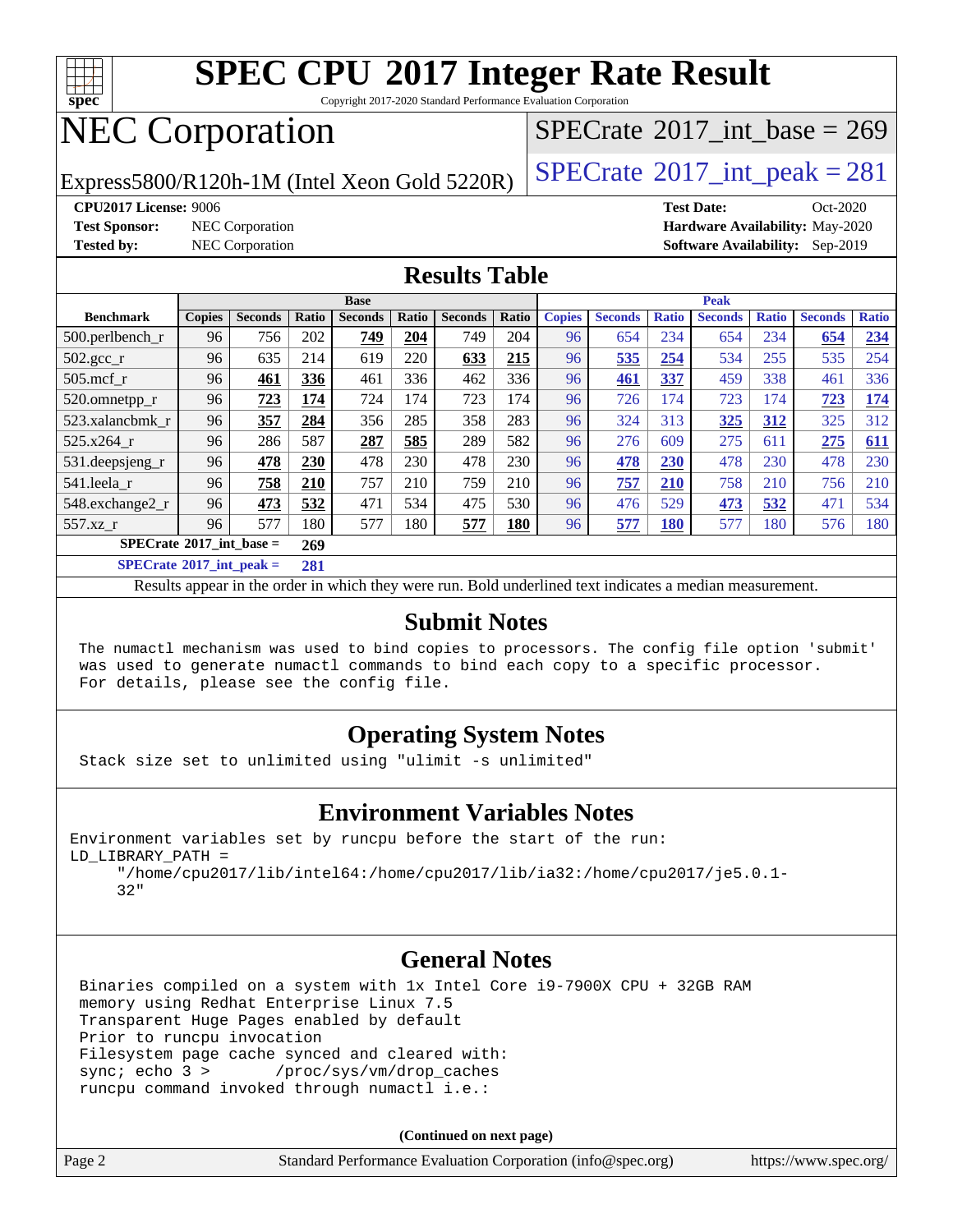# SPEC CPU 2017 Integer Rate Result

Copyright 2017-2020 Standard Performance Evaluation Corporation

## NEC Corporation

Express5800/R120h-1M (Intel Xeon Gold 5220R)

SPECrate 2017_int_base = 269

SPECrate 2017_int_peak = 281

**CPU2017 License:** 9006
**Test Sponsor:** NEC Corporation
**Tested by:** NEC Corporation

**Test Date:** Oct-2020
**Hardware Availability:** May-2020
**Software Availability:** Sep-2019

## Results Table

| Benchmark | Base | | | | | | | Peak | | | | | | |
|---|---|---|---|---|---|---|---|---|---|---|---|---|---|---|
| | Copies | Seconds | Ratio | Seconds | Ratio | Seconds | Ratio | Copies | Seconds | Ratio | Seconds | Ratio | Seconds | Ratio |
| 500.perlbench_r | 96 | 756 | 202 | **749** | **204** | 749 | 204 | 96 | 654 | 234 | 654 | 234 | **654** | **234** |
| 502.gcc_r | 96 | 635 | 214 | 619 | 220 | **633** | **215** | 96 | **535** | **254** | 534 | 255 | 535 | 254 |
| 505.mcf_r | 96 | **461** | **336** | 461 | 336 | 462 | 336 | 96 | **461** | **337** | 459 | 338 | 461 | 336 |
| 520.omnetpp_r | 96 | **723** | **174** | 724 | 174 | 723 | 174 | 96 | 726 | 174 | 723 | 174 | **723** | **174** |
| 523.xalancbmk_r | 96 | **357** | **284** | 356 | 285 | 358 | 283 | 96 | 324 | 313 | **325** | **312** | 325 | 312 |
| 525.x264_r | 96 | 286 | 587 | **287** | **585** | 289 | 582 | 96 | 276 | 609 | 275 | 611 | **275** | **611** |
| 531.deepsjeng_r | 96 | **478** | **230** | 478 | 230 | 478 | 230 | 96 | **478** | **230** | 478 | 230 | 478 | 230 |
| 541.leela_r | 96 | **758** | **210** | 757 | 210 | 759 | 210 | 96 | **757** | **210** | 758 | 210 | 756 | 210 |
| 548.exchange2_r | 96 | **473** | **532** | 471 | 534 | 475 | 530 | 96 | 476 | 529 | **473** | **532** | 471 | 534 |
| 557.xz_r | 96 | 577 | 180 | 577 | 180 | **577** | **180** | 96 | **577** | **180** | 577 | 180 | 576 | 180 |

SPECrate 2017_int_base = **269**

SPECrate 2017_int_peak = **281**

Results appear in the order in which they were run. Bold underlined text indicates a median measurement.

## Submit Notes

The numactl mechanism was used to bind copies to processors. The config file option 'submit' was used to generate numactl commands to bind each copy to a specific processor. For details, please see the config file.

## Operating System Notes

Stack size set to unlimited using "ulimit -s unlimited"

## Environment Variables Notes

```
Environment variables set by runcpu before the start of the run:
LD_LIBRARY_PATH =
     "/home/cpu2017/lib/intel64:/home/cpu2017/lib/ia32:/home/cpu2017/je5.0.1-
     32"
```

## General Notes

```
Binaries compiled on a system with 1x Intel Core i9-7900X CPU + 32GB RAM
memory using Redhat Enterprise Linux 7.5
Transparent Huge Pages enabled by default
Prior to runcpu invocation
Filesystem page cache synced and cleared with:
sync; echo 3 >       /proc/sys/vm/drop_caches
runcpu command invoked through numactl i.e.:
```

**(Continued on next page)**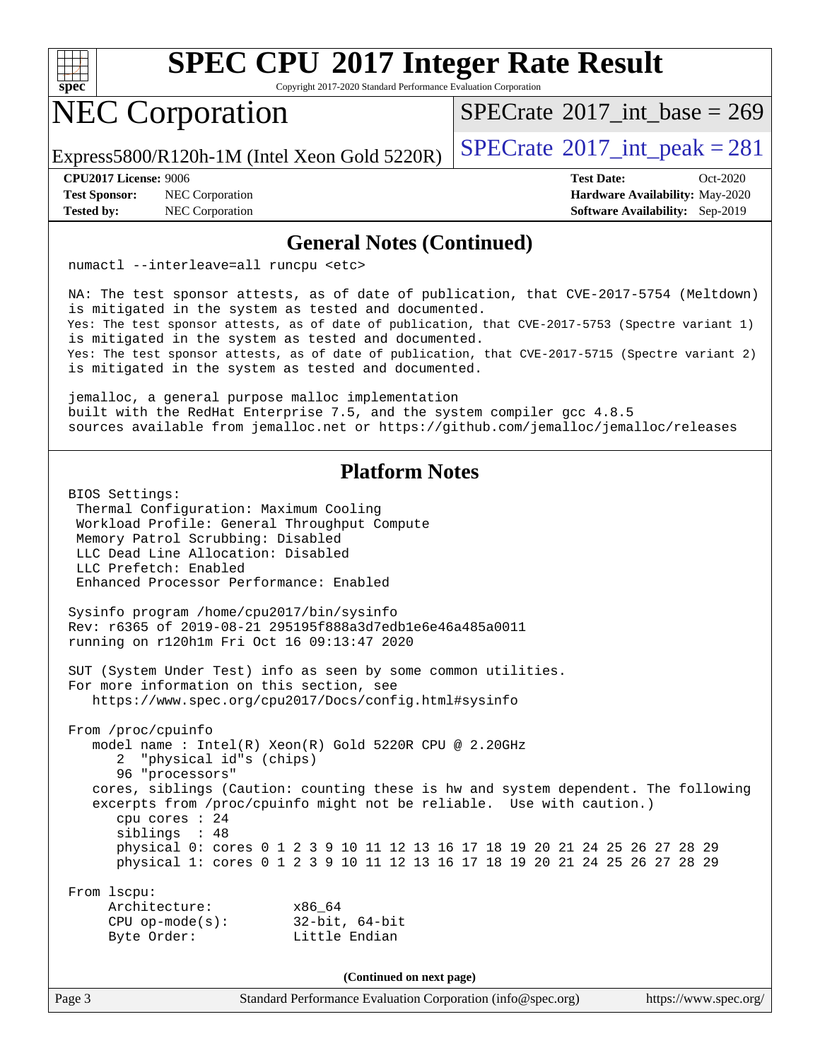## General Notes (Continued)

```
numactl --interleave=all runcpu <etc>

NA: The test sponsor attests, as of date of publication, that CVE-2017-5754 (Meltdown)
is mitigated in the system as tested and documented.
Yes: The test sponsor attests, as of date of publication, that CVE-2017-5753 (Spectre variant 1)
is mitigated in the system as tested and documented.
Yes: The test sponsor attests, as of date of publication, that CVE-2017-5715 (Spectre variant 2)
is mitigated in the system as tested and documented.

jemalloc, a general purpose malloc implementation
built with the RedHat Enterprise 7.5, and the system compiler gcc 4.8.5
sources available from jemalloc.net or https://github.com/jemalloc/jemalloc/releases
```

## Platform Notes

```
BIOS Settings:
 Thermal Configuration: Maximum Cooling
 Workload Profile: General Throughput Compute
 Memory Patrol Scrubbing: Disabled
 LLC Dead Line Allocation: Disabled
 LLC Prefetch: Enabled
 Enhanced Processor Performance: Enabled

Sysinfo program /home/cpu2017/bin/sysinfo
Rev: r6365 of 2019-08-21 295195f888a3d7edb1e6e46a485a0011
running on r120h1m Fri Oct 16 09:13:47 2020

SUT (System Under Test) info as seen by some common utilities.
For more information on this section, see
   https://www.spec.org/cpu2017/Docs/config.html#sysinfo

From /proc/cpuinfo
   model name : Intel(R) Xeon(R) Gold 5220R CPU @ 2.20GHz
      2  "physical id"s (chips)
      96 "processors"
   cores, siblings (Caution: counting these is hw and system dependent. The following
   excerpts from /proc/cpuinfo might not be reliable.  Use with caution.)
      cpu cores : 24
      siblings  : 48
      physical 0: cores 0 1 2 3 9 10 11 12 13 16 17 18 19 20 21 24 25 26 27 28 29
      physical 1: cores 0 1 2 3 9 10 11 12 13 16 17 18 19 20 21 24 25 26 27 28 29

From lscpu:
     Architecture:          x86_64
     CPU op-mode(s):        32-bit, 64-bit
     Byte Order:            Little Endian
```

(Continued on next page)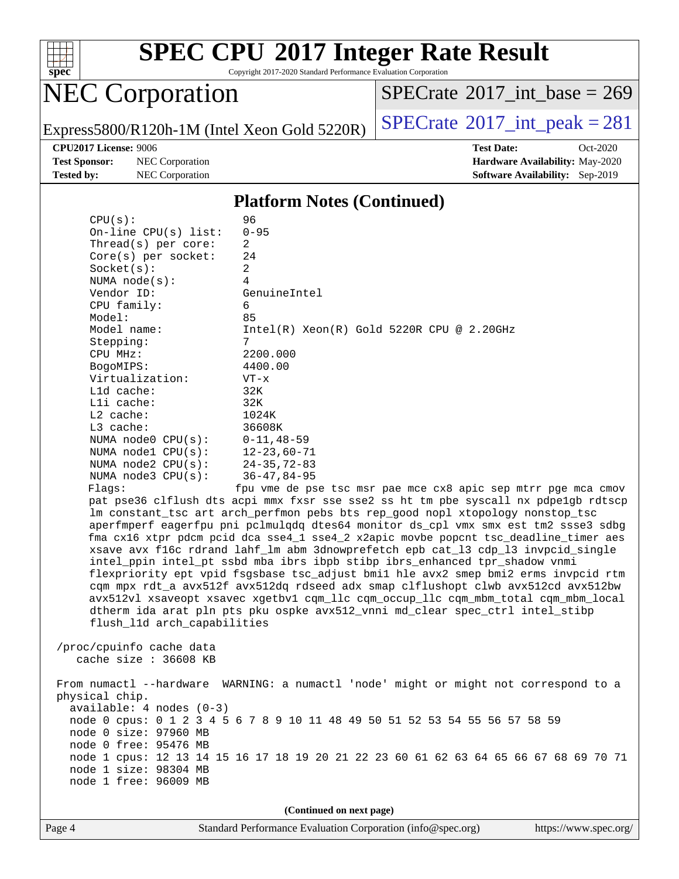## Platform Notes (Continued)

```
    CPU(s):                96
    On-line CPU(s) list:   0-95
    Thread(s) per core:    2
    Core(s) per socket:    24
    Socket(s):             2
    NUMA node(s):          4
    Vendor ID:             GenuineIntel
    CPU family:            6
    Model:                 85
    Model name:            Intel(R) Xeon(R) Gold 5220R CPU @ 2.20GHz
    Stepping:              7
    CPU MHz:               2200.000
    BogoMIPS:              4400.00
    Virtualization:        VT-x
    L1d cache:             32K
    L1i cache:             32K
    L2 cache:              1024K
    L3 cache:              36608K
    NUMA node0 CPU(s):     0-11,48-59
    NUMA node1 CPU(s):     12-23,60-71
    NUMA node2 CPU(s):     24-35,72-83
    NUMA node3 CPU(s):     36-47,84-95
    Flags:                 fpu vme de pse tsc msr pae mce cx8 apic sep mtrr pge mca cmov
    pat pse36 clflush dts acpi mmx fxsr sse sse2 ss ht tm pbe syscall nx pdpe1gb rdtscp
    lm constant_tsc art arch_perfmon pebs bts rep_good nopl xtopology nonstop_tsc
    aperfmperf eagerfpu pni pclmulqdq dtes64 monitor ds_cpl vmx smx est tm2 ssse3 sdbg
    fma cx16 xtpr pdcm pcid dca sse4_1 sse4_2 x2apic movbe popcnt tsc_deadline_timer aes
    xsave avx f16c rdrand lahf_lm abm 3dnowprefetch epb cat_l3 cdp_l3 invpcid_single
    intel_ppin intel_pt ssbd mba ibrs ibpb stibp ibrs_enhanced tpr_shadow vnmi
    flexpriority ept vpid fsgsbase tsc_adjust bmi1 hle avx2 smep bmi2 erms invpcid rtm
    cqm mpx rdt_a avx512f avx512dq rdseed adx smap clflushopt clwb avx512cd avx512bw
    avx512vl xsaveopt xsavec xgetbv1 cqm_llc cqm_occup_llc cqm_mbm_total cqm_mbm_local
    dtherm ida arat pln pts pku ospke avx512_vnni md_clear spec_ctrl intel_stibp
    flush_l1d arch_capabilities

 /proc/cpuinfo cache data
    cache size : 36608 KB

 From numactl --hardware  WARNING: a numactl 'node' might or might not correspond to a
 physical chip.
   available: 4 nodes (0-3)
   node 0 cpus: 0 1 2 3 4 5 6 7 8 9 10 11 48 49 50 51 52 53 54 55 56 57 58 59
   node 0 size: 97960 MB
   node 0 free: 95476 MB
   node 1 cpus: 12 13 14 15 16 17 18 19 20 21 22 23 60 61 62 63 64 65 66 67 68 69 70 71
   node 1 size: 98304 MB
   node 1 free: 96009 MB
```

(Continued on next page)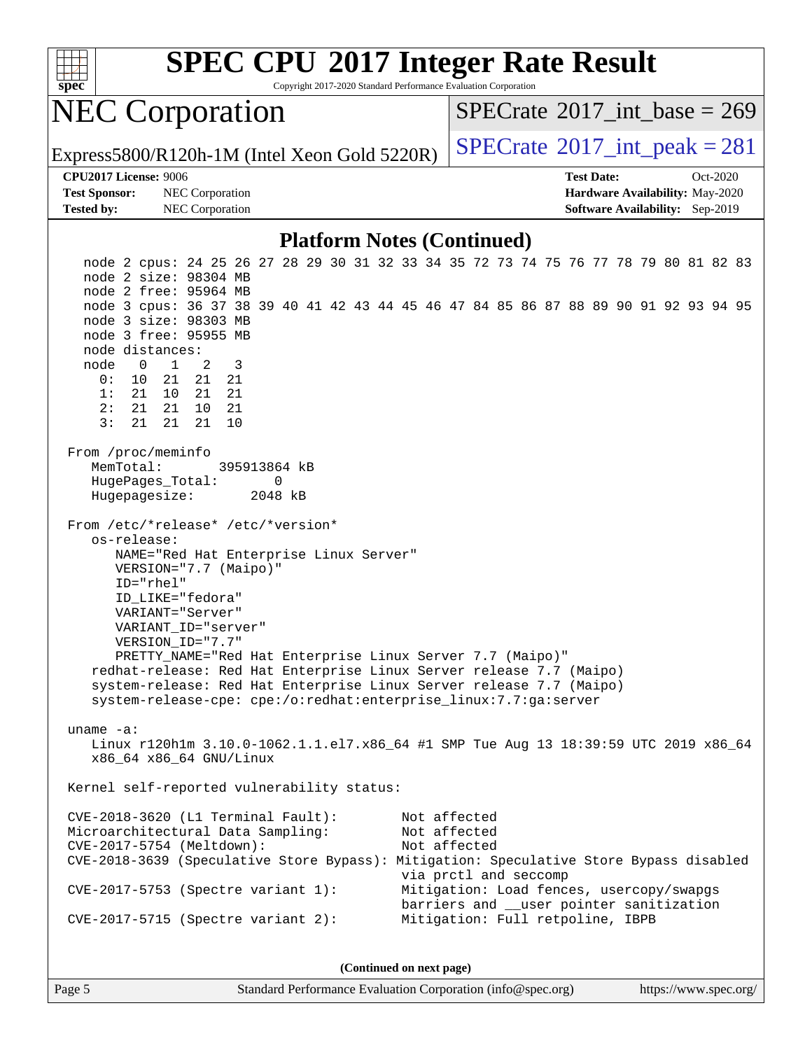## Platform Notes (Continued)

```
   node 2 cpus: 24 25 26 27 28 29 30 31 32 33 34 35 72 73 74 75 76 77 78 79 80 81 82 83
   node 2 size: 98304 MB
   node 2 free: 95964 MB
   node 3 cpus: 36 37 38 39 40 41 42 43 44 45 46 47 84 85 86 87 88 89 90 91 92 93 94 95
   node 3 size: 98303 MB
   node 3 free: 95955 MB
   node distances:
   node   0   1   2   3
     0:  10  21  21  21
     1:  21  10  21  21
     2:  21  21  10  21
     3:  21  21  21  10

 From /proc/meminfo
    MemTotal:       395913864 kB
    HugePages_Total:       0
    Hugepagesize:       2048 kB

 From /etc/*release* /etc/*version*
    os-release:
       NAME="Red Hat Enterprise Linux Server"
       VERSION="7.7 (Maipo)"
       ID="rhel"
       ID_LIKE="fedora"
       VARIANT="Server"
       VARIANT_ID="server"
       VERSION_ID="7.7"
       PRETTY_NAME="Red Hat Enterprise Linux Server 7.7 (Maipo)"
    redhat-release: Red Hat Enterprise Linux Server release 7.7 (Maipo)
    system-release: Red Hat Enterprise Linux Server release 7.7 (Maipo)
    system-release-cpe: cpe:/o:redhat:enterprise_linux:7.7:ga:server

 uname -a:
    Linux r120h1m 3.10.0-1062.1.1.el7.x86_64 #1 SMP Tue Aug 13 18:39:59 UTC 2019 x86_64
    x86_64 x86_64 GNU/Linux

 Kernel self-reported vulnerability status:

 CVE-2018-3620 (L1 Terminal Fault):         Not affected
 Microarchitectural Data Sampling:          Not affected
 CVE-2017-5754 (Meltdown):                  Not affected
 CVE-2018-3639 (Speculative Store Bypass): Mitigation: Speculative Store Bypass disabled
                                            via prctl and seccomp
 CVE-2017-5753 (Spectre variant 1):         Mitigation: Load fences, usercopy/swapgs
                                            barriers and __user pointer sanitization
 CVE-2017-5715 (Spectre variant 2):         Mitigation: Full retpoline, IBPB
```

**(Continued on next page)**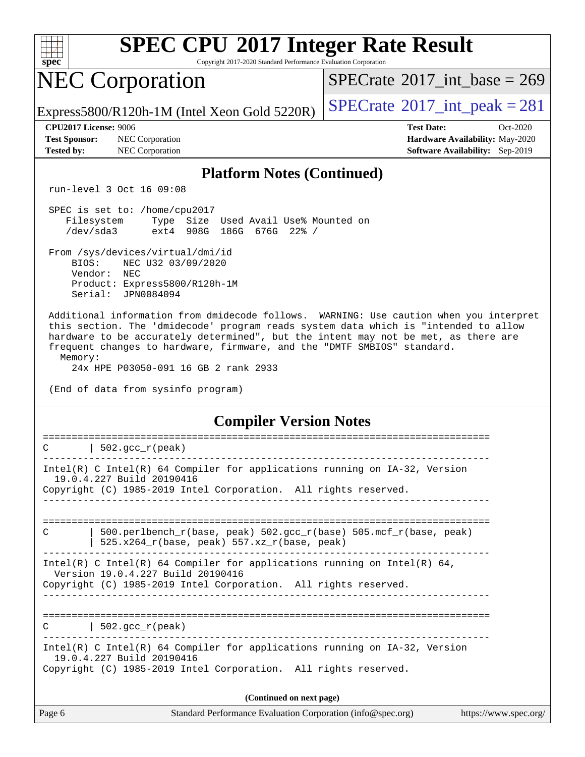## Platform Notes (Continued)

```
run-level 3 Oct 16 09:08

SPEC is set to: /home/cpu2017
   Filesystem     Type  Size  Used Avail Use% Mounted on
   /dev/sda3      ext4  908G  186G  676G  22% /

From /sys/devices/virtual/dmi/id
    BIOS:    NEC U32 03/09/2020
    Vendor:  NEC
    Product: Express5800/R120h-1M
    Serial:  JPN0084094

Additional information from dmidecode follows.  WARNING: Use caution when you interpret
this section. The 'dmidecode' program reads system data which is "intended to allow
hardware to be accurately determined", but the intent may not be met, as there are
frequent changes to hardware, firmware, and the "DMTF SMBIOS" standard.
  Memory:
    24x HPE P03050-091 16 GB 2 rank 2933

(End of data from sysinfo program)
```

## Compiler Version Notes

```
==============================================================================
C       | 502.gcc_r(peak)
------------------------------------------------------------------------------
Intel(R) C Intel(R) 64 Compiler for applications running on IA-32, Version
  19.0.4.227 Build 20190416
Copyright (C) 1985-2019 Intel Corporation.  All rights reserved.
------------------------------------------------------------------------------

==============================================================================
C       | 500.perlbench_r(base, peak) 502.gcc_r(base) 505.mcf_r(base, peak)
        | 525.x264_r(base, peak) 557.xz_r(base, peak)
------------------------------------------------------------------------------
Intel(R) C Intel(R) 64 Compiler for applications running on Intel(R) 64,
  Version 19.0.4.227 Build 20190416
Copyright (C) 1985-2019 Intel Corporation.  All rights reserved.
------------------------------------------------------------------------------

==============================================================================
C       | 502.gcc_r(peak)
------------------------------------------------------------------------------
Intel(R) C Intel(R) 64 Compiler for applications running on IA-32, Version
  19.0.4.227 Build 20190416
Copyright (C) 1985-2019 Intel Corporation.  All rights reserved.
```

(Continued on next page)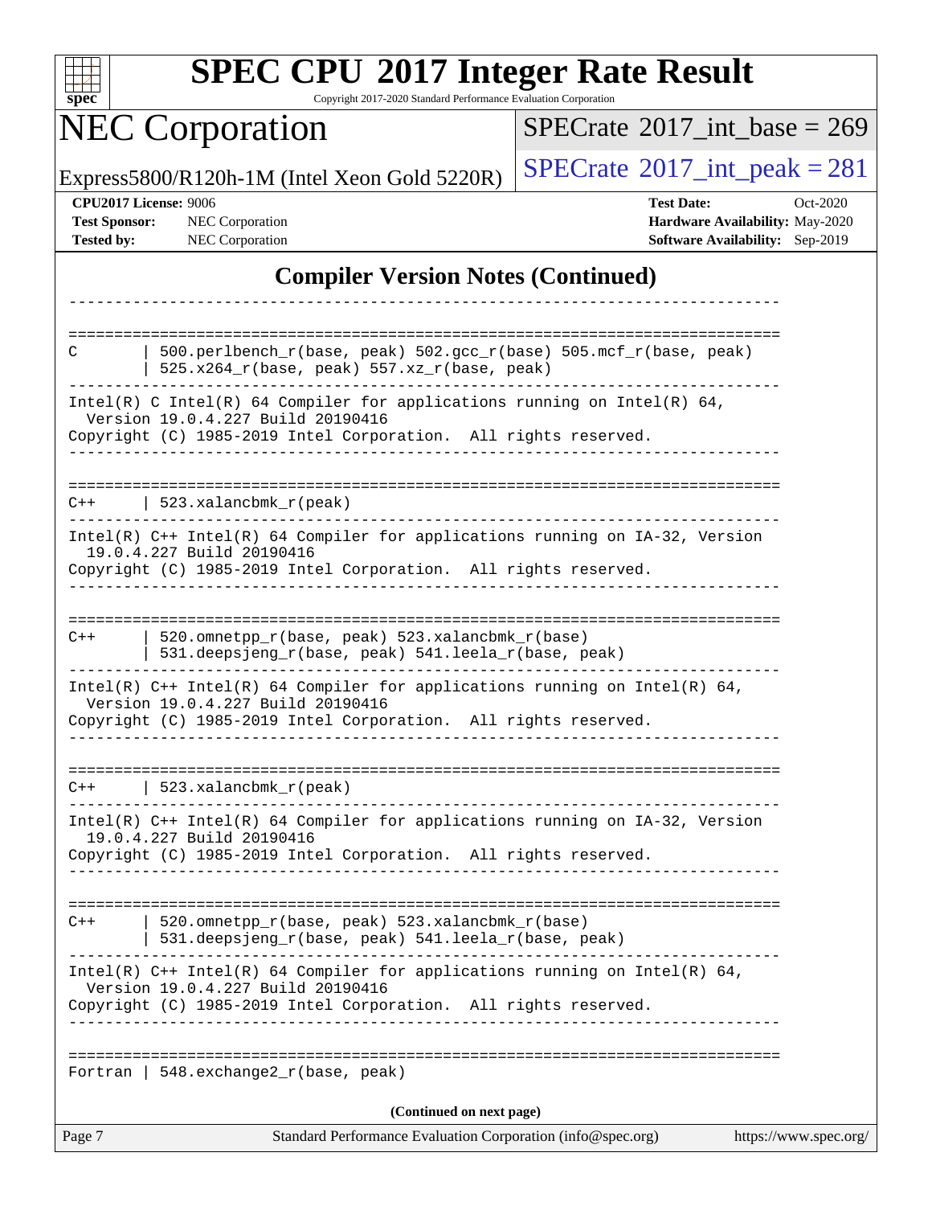# SPEC CPU 2017 Integer Rate Result

Copyright 2017-2020 Standard Performance Evaluation Corporation

## NEC Corporation

Express5800/R120h-1M (Intel Xeon Gold 5220R)

SPECrate 2017_int_base = 269

SPECrate 2017_int_peak = 281

**CPU2017 License:** 9006
**Test Sponsor:** NEC Corporation
**Tested by:** NEC Corporation

**Test Date:** Oct-2020
**Hardware Availability:** May-2020
**Software Availability:** Sep-2019

## Compiler Version Notes (Continued)

```
------------------------------------------------------------------------------

==============================================================================
C       | 500.perlbench_r(base, peak) 502.gcc_r(base) 505.mcf_r(base, peak)
        | 525.x264_r(base, peak) 557.xz_r(base, peak)
------------------------------------------------------------------------------
Intel(R) C Intel(R) 64 Compiler for applications running on Intel(R) 64,
  Version 19.0.4.227 Build 20190416
Copyright (C) 1985-2019 Intel Corporation.  All rights reserved.
------------------------------------------------------------------------------

==============================================================================
C++     | 523.xalancbmk_r(peak)
------------------------------------------------------------------------------
Intel(R) C++ Intel(R) 64 Compiler for applications running on IA-32, Version
  19.0.4.227 Build 20190416
Copyright (C) 1985-2019 Intel Corporation.  All rights reserved.
------------------------------------------------------------------------------

==============================================================================
C++     | 520.omnetpp_r(base, peak) 523.xalancbmk_r(base)
        | 531.deepsjeng_r(base, peak) 541.leela_r(base, peak)
------------------------------------------------------------------------------
Intel(R) C++ Intel(R) 64 Compiler for applications running on Intel(R) 64,
  Version 19.0.4.227 Build 20190416
Copyright (C) 1985-2019 Intel Corporation.  All rights reserved.
------------------------------------------------------------------------------

==============================================================================
C++     | 523.xalancbmk_r(peak)
------------------------------------------------------------------------------
Intel(R) C++ Intel(R) 64 Compiler for applications running on IA-32, Version
  19.0.4.227 Build 20190416
Copyright (C) 1985-2019 Intel Corporation.  All rights reserved.
------------------------------------------------------------------------------

==============================================================================
C++     | 520.omnetpp_r(base, peak) 523.xalancbmk_r(base)
        | 531.deepsjeng_r(base, peak) 541.leela_r(base, peak)
------------------------------------------------------------------------------
Intel(R) C++ Intel(R) 64 Compiler for applications running on Intel(R) 64,
  Version 19.0.4.227 Build 20190416
Copyright (C) 1985-2019 Intel Corporation.  All rights reserved.
------------------------------------------------------------------------------

==============================================================================
Fortran | 548.exchange2_r(base, peak)
```

**(Continued on next page)**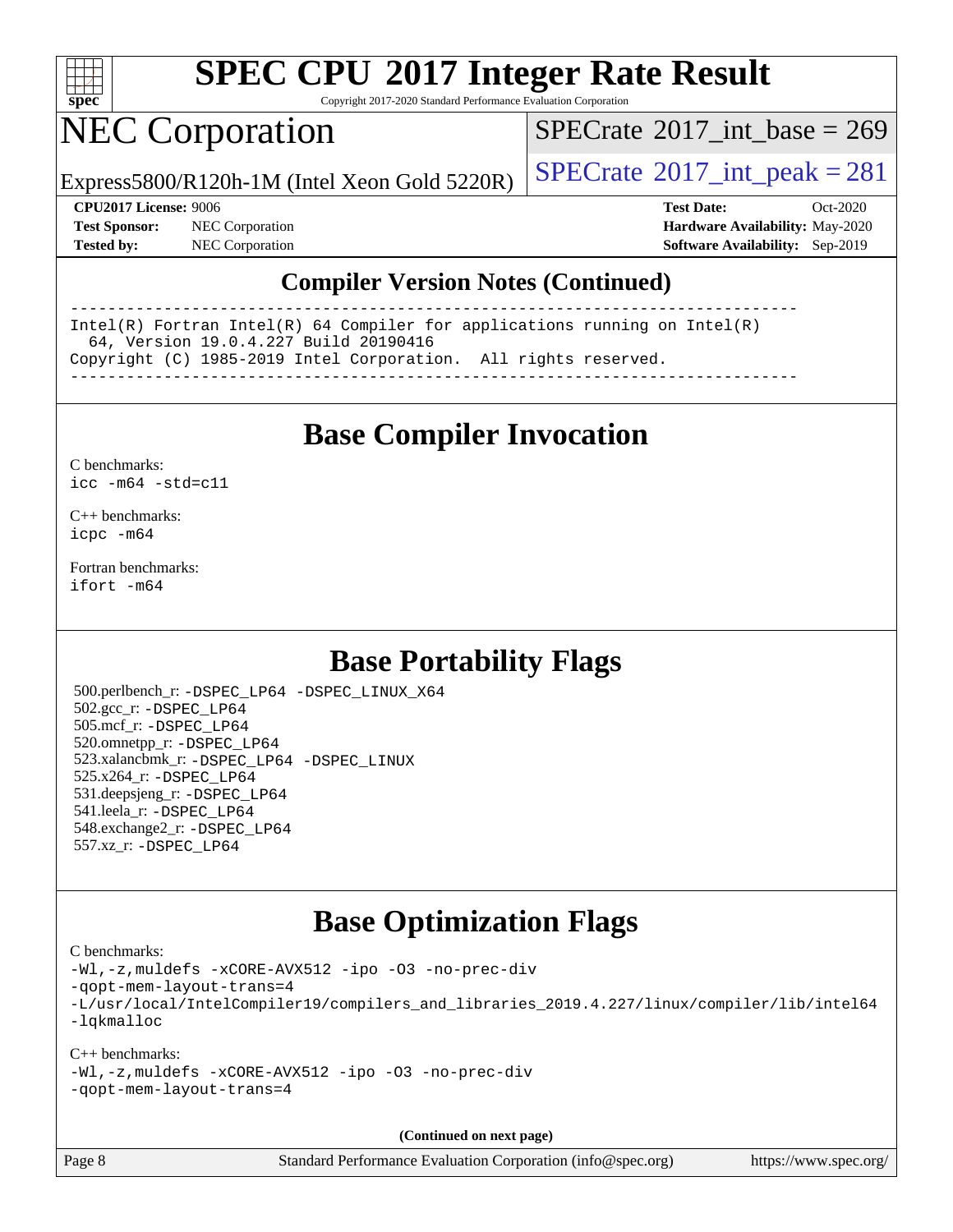## Compiler Version Notes (Continued)

```
------------------------------------------------------------------------------
Intel(R) Fortran Intel(R) 64 Compiler for applications running on Intel(R)
  64, Version 19.0.4.227 Build 20190416
Copyright (C) 1985-2019 Intel Corporation.  All rights reserved.
------------------------------------------------------------------------------
```

## Base Compiler Invocation

C benchmarks:
`icc -m64 -std=c11`

C++ benchmarks:
`icpc -m64`

Fortran benchmarks:
`ifort -m64`

## Base Portability Flags

500.perlbench_r: `-DSPEC_LP64 -DSPEC_LINUX_X64`
502.gcc_r: `-DSPEC_LP64`
505.mcf_r: `-DSPEC_LP64`
520.omnetpp_r: `-DSPEC_LP64`
523.xalancbmk_r: `-DSPEC_LP64 -DSPEC_LINUX`
525.x264_r: `-DSPEC_LP64`
531.deepsjeng_r: `-DSPEC_LP64`
541.leela_r: `-DSPEC_LP64`
548.exchange2_r: `-DSPEC_LP64`
557.xz_r: `-DSPEC_LP64`

## Base Optimization Flags

C benchmarks:
```
-Wl,-z,muldefs -xCORE-AVX512 -ipo -O3 -no-prec-div
-qopt-mem-layout-trans=4
-L/usr/local/IntelCompiler19/compilers_and_libraries_2019.4.227/linux/compiler/lib/intel64
-lqkmalloc
```

C++ benchmarks:
```
-Wl,-z,muldefs -xCORE-AVX512 -ipo -O3 -no-prec-div
-qopt-mem-layout-trans=4
```

(Continued on next page)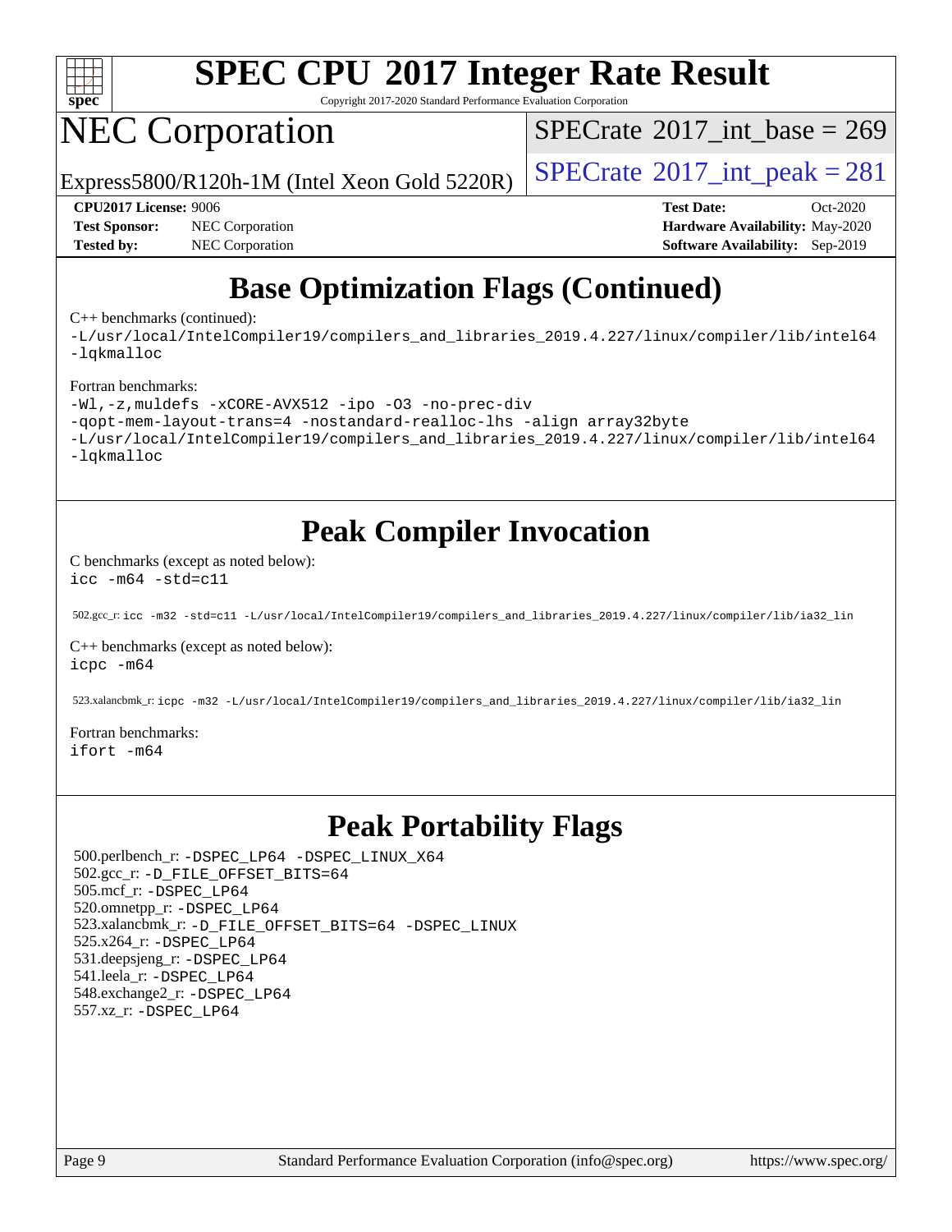# SPEC CPU 2017 Integer Rate Result

Copyright 2017-2020 Standard Performance Evaluation Corporation

# NEC Corporation

Express5800/R120h-1M (Intel Xeon Gold 5220R)

SPECrate 2017_int_base = 269

SPECrate 2017_int_peak = 281

**CPU2017 License:** 9006
**Test Sponsor:** NEC Corporation
**Tested by:** NEC Corporation

**Test Date:** Oct-2020
**Hardware Availability:** May-2020
**Software Availability:** Sep-2019

## Base Optimization Flags (Continued)

C++ benchmarks (continued):

```
-L/usr/local/IntelCompiler19/compilers_and_libraries_2019.4.227/linux/compiler/lib/intel64
-lqkmalloc
```

Fortran benchmarks:

```
-Wl,-z,muldefs -xCORE-AVX512 -ipo -O3 -no-prec-div
-qopt-mem-layout-trans=4 -nostandard-realloc-lhs -align array32byte
-L/usr/local/IntelCompiler19/compilers_and_libraries_2019.4.227/linux/compiler/lib/intel64
-lqkmalloc
```

## Peak Compiler Invocation

C benchmarks (except as noted below):

```
icc -m64 -std=c11
```

502.gcc_r: `icc -m32 -std=c11 -L/usr/local/IntelCompiler19/compilers_and_libraries_2019.4.227/linux/compiler/lib/ia32_lin`

C++ benchmarks (except as noted below):

```
icpc -m64
```

523.xalancbmk_r: `icpc -m32 -L/usr/local/IntelCompiler19/compilers_and_libraries_2019.4.227/linux/compiler/lib/ia32_lin`

Fortran benchmarks:

```
ifort -m64
```

## Peak Portability Flags

500.perlbench_r: -DSPEC_LP64 -DSPEC_LINUX_X64
502.gcc_r: -D_FILE_OFFSET_BITS=64
505.mcf_r: -DSPEC_LP64
520.omnetpp_r: -DSPEC_LP64
523.xalancbmk_r: -D_FILE_OFFSET_BITS=64 -DSPEC_LINUX
525.x264_r: -DSPEC_LP64
531.deepsjeng_r: -DSPEC_LP64
541.leela_r: -DSPEC_LP64
548.exchange2_r: -DSPEC_LP64
557.xz_r: -DSPEC_LP64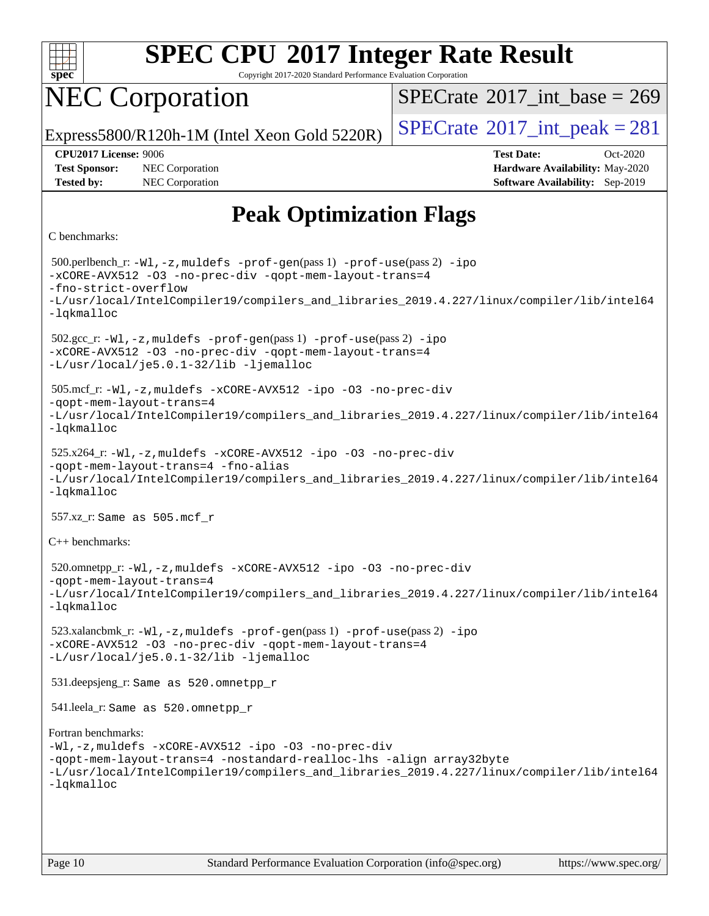# SPEC CPU 2017 Integer Rate Result

Copyright 2017-2020 Standard Performance Evaluation Corporation

# NEC Corporation

Express5800/R120h-1M (Intel Xeon Gold 5220R)

SPECrate 2017_int_base = 269

SPECrate 2017_int_peak = 281

**CPU2017 License:** 9006
**Test Sponsor:** NEC Corporation
**Tested by:** NEC Corporation

**Test Date:** Oct-2020
**Hardware Availability:** May-2020
**Software Availability:** Sep-2019

## Peak Optimization Flags

C benchmarks:

500.perlbench_r: `-Wl,-z,muldefs -prof-gen(pass 1) -prof-use(pass 2) -ipo -xCORE-AVX512 -O3 -no-prec-div -qopt-mem-layout-trans=4 -fno-strict-overflow -L/usr/local/IntelCompiler19/compilers_and_libraries_2019.4.227/linux/compiler/lib/intel64 -lqkmalloc`

502.gcc_r: `-Wl,-z,muldefs -prof-gen(pass 1) -prof-use(pass 2) -ipo -xCORE-AVX512 -O3 -no-prec-div -qopt-mem-layout-trans=4 -L/usr/local/je5.0.1-32/lib -ljemalloc`

505.mcf_r: `-Wl,-z,muldefs -xCORE-AVX512 -ipo -O3 -no-prec-div -qopt-mem-layout-trans=4 -L/usr/local/IntelCompiler19/compilers_and_libraries_2019.4.227/linux/compiler/lib/intel64 -lqkmalloc`

525.x264_r: `-Wl,-z,muldefs -xCORE-AVX512 -ipo -O3 -no-prec-div -qopt-mem-layout-trans=4 -fno-alias -L/usr/local/IntelCompiler19/compilers_and_libraries_2019.4.227/linux/compiler/lib/intel64 -lqkmalloc`

557.xz_r: `Same as 505.mcf_r`

C++ benchmarks:

520.omnetpp_r: `-Wl,-z,muldefs -xCORE-AVX512 -ipo -O3 -no-prec-div -qopt-mem-layout-trans=4 -L/usr/local/IntelCompiler19/compilers_and_libraries_2019.4.227/linux/compiler/lib/intel64 -lqkmalloc`

523.xalancbmk_r: `-Wl,-z,muldefs -prof-gen(pass 1) -prof-use(pass 2) -ipo -xCORE-AVX512 -O3 -no-prec-div -qopt-mem-layout-trans=4 -L/usr/local/je5.0.1-32/lib -ljemalloc`

531.deepsjeng_r: `Same as 520.omnetpp_r`

541.leela_r: `Same as 520.omnetpp_r`

Fortran benchmarks:

`-Wl,-z,muldefs -xCORE-AVX512 -ipo -O3 -no-prec-div -qopt-mem-layout-trans=4 -nostandard-realloc-lhs -align array32byte -L/usr/local/IntelCompiler19/compilers_and_libraries_2019.4.227/linux/compiler/lib/intel64 -lqkmalloc`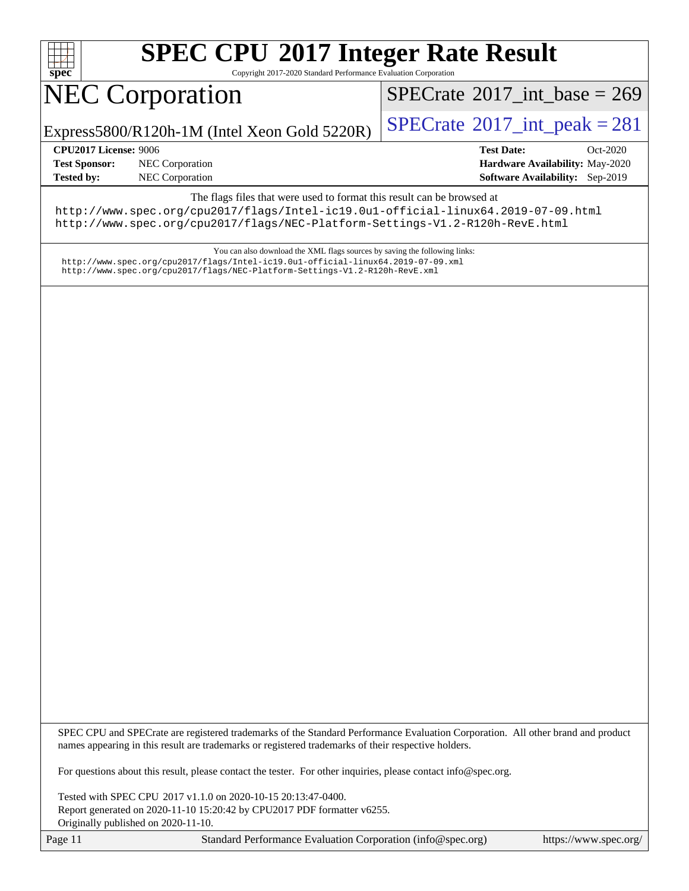# SPEC CPU 2017 Integer Rate Result

Copyright 2017-2020 Standard Performance Evaluation Corporation

# NEC Corporation

Express5800/R120h-1M (Intel Xeon Gold 5220R)

SPECrate 2017_int_base = 269

SPECrate 2017_int_peak = 281

**CPU2017 License:** 9006
**Test Sponsor:** NEC Corporation
**Tested by:** NEC Corporation

**Test Date:** Oct-2020
**Hardware Availability:** May-2020
**Software Availability:** Sep-2019

The flags files that were used to format this result can be browsed at

http://www.spec.org/cpu2017/flags/Intel-ic19.0u1-official-linux64.2019-07-09.html
http://www.spec.org/cpu2017/flags/NEC-Platform-Settings-V1.2-R120h-RevE.html

You can also download the XML flags sources by saving the following links:

http://www.spec.org/cpu2017/flags/Intel-ic19.0u1-official-linux64.2019-07-09.xml
http://www.spec.org/cpu2017/flags/NEC-Platform-Settings-V1.2-R120h-RevE.xml

SPEC CPU and SPECrate are registered trademarks of the Standard Performance Evaluation Corporation. All other brand and product names appearing in this result are trademarks or registered trademarks of their respective holders.

For questions about this result, please contact the tester. For other inquiries, please contact info@spec.org.

Tested with SPEC CPU 2017 v1.1.0 on 2020-10-15 20:13:47-0400.
Report generated on 2020-11-10 15:20:42 by CPU2017 PDF formatter v6255.
Originally published on 2020-11-10.